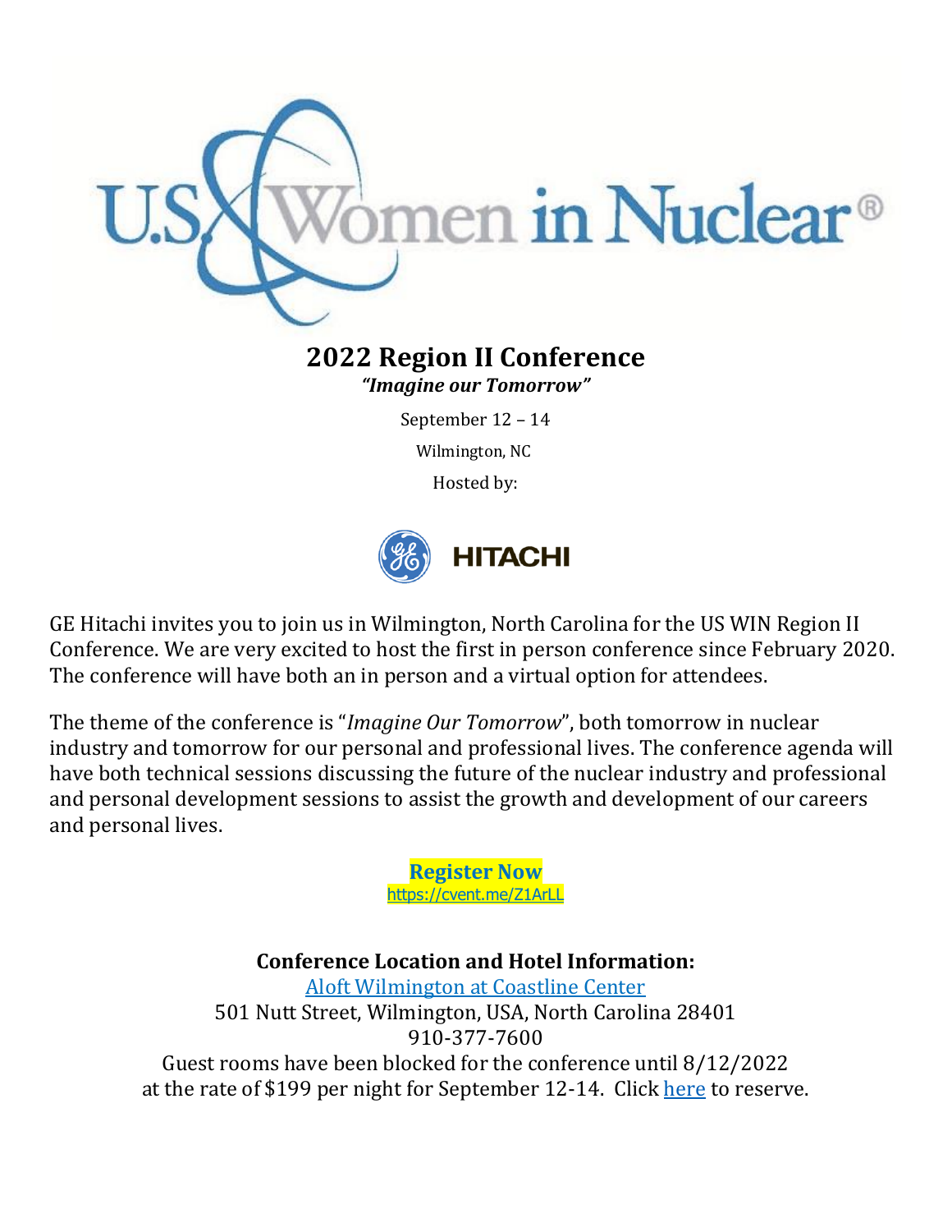# 2022 Region II Conference

***"Imagine our Tomorrow"***

September 12 – 14

Wilmington, NC

Hosted by:

GE Hitachi invites you to join us in Wilmington, North Carolina for the US WIN Region II Conference. We are very excited to host the first in person conference since February 2020. The conference will have both an in person and a virtual option for attendees.

The theme of the conference is "*Imagine Our Tomorrow*", both tomorrow in nuclear industry and tomorrow for our personal and professional lives. The conference agenda will have both technical sessions discussing the future of the nuclear industry and professional and personal development sessions to assist the growth and development of our careers and personal lives.

**Register Now**
https://cvent.me/Z1ArLL

**Conference Location and Hotel Information:**

Aloft Wilmington at Coastline Center
501 Nutt Street, Wilmington, USA, North Carolina 28401
910-377-7600
Guest rooms have been blocked for the conference until 8/12/2022 at the rate of $199 per night for September 12-14. Click here to reserve.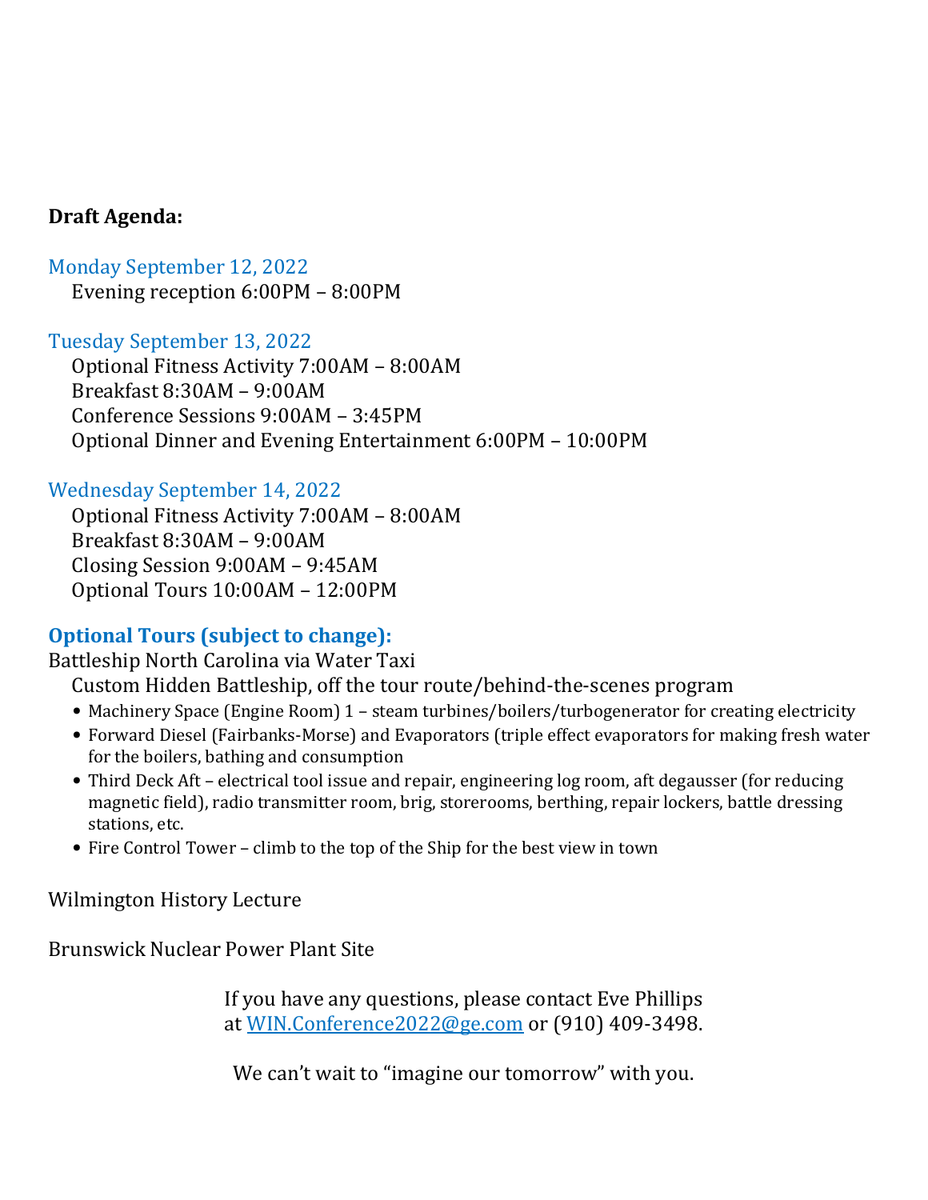**Draft Agenda:**

Monday September 12, 2022

Evening reception 6:00PM – 8:00PM

Tuesday September 13, 2022

Optional Fitness Activity 7:00AM – 8:00AM
Breakfast 8:30AM – 9:00AM
Conference Sessions 9:00AM – 3:45PM
Optional Dinner and Evening Entertainment 6:00PM – 10:00PM

Wednesday September 14, 2022

Optional Fitness Activity 7:00AM – 8:00AM
Breakfast 8:30AM – 9:00AM
Closing Session 9:00AM – 9:45AM
Optional Tours 10:00AM – 12:00PM

**Optional Tours (subject to change):**

Battleship North Carolina via Water Taxi

Custom Hidden Battleship, off the tour route/behind-the-scenes program

- Machinery Space (Engine Room) 1 – steam turbines/boilers/turbogenerator for creating electricity
- Forward Diesel (Fairbanks-Morse) and Evaporators (triple effect evaporators for making fresh water for the boilers, bathing and consumption
- Third Deck Aft – electrical tool issue and repair, engineering log room, aft degausser (for reducing magnetic field), radio transmitter room, brig, storerooms, berthing, repair lockers, battle dressing stations, etc.
- Fire Control Tower – climb to the top of the Ship for the best view in town

Wilmington History Lecture

Brunswick Nuclear Power Plant Site

If you have any questions, please contact Eve Phillips at WIN.Conference2022@ge.com or (910) 409-3498.

We can't wait to "imagine our tomorrow" with you.